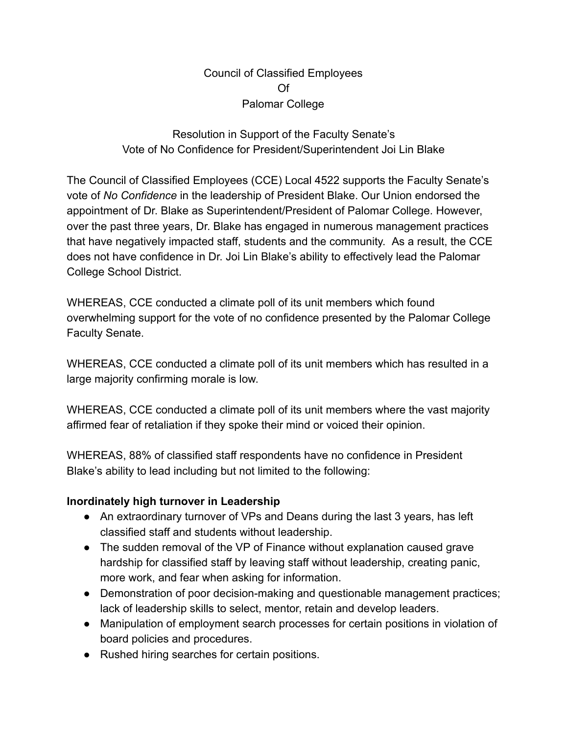# Council of Classified Employees
# Of
# Palomar College

## Resolution in Support of the Faculty Senate's Vote of No Confidence for President/Superintendent Joi Lin Blake

The Council of Classified Employees (CCE) Local 4522 supports the Faculty Senate's vote of *No Confidence* in the leadership of President Blake. Our Union endorsed the appointment of Dr. Blake as Superintendent/President of Palomar College. However, over the past three years, Dr. Blake has engaged in numerous management practices that have negatively impacted staff, students and the community. As a result, the CCE does not have confidence in Dr. Joi Lin Blake's ability to effectively lead the Palomar College School District.

WHEREAS, CCE conducted a climate poll of its unit members which found overwhelming support for the vote of no confidence presented by the Palomar College Faculty Senate.

WHEREAS, CCE conducted a climate poll of its unit members which has resulted in a large majority confirming morale is low.

WHEREAS, CCE conducted a climate poll of its unit members where the vast majority affirmed fear of retaliation if they spoke their mind or voiced their opinion.

WHEREAS, 88% of classified staff respondents have no confidence in President Blake's ability to lead including but not limited to the following:

**Inordinately high turnover in Leadership**

- An extraordinary turnover of VPs and Deans during the last 3 years, has left classified staff and students without leadership.
- The sudden removal of the VP of Finance without explanation caused grave hardship for classified staff by leaving staff without leadership, creating panic, more work, and fear when asking for information.
- Demonstration of poor decision-making and questionable management practices; lack of leadership skills to select, mentor, retain and develop leaders.
- Manipulation of employment search processes for certain positions in violation of board policies and procedures.
- Rushed hiring searches for certain positions.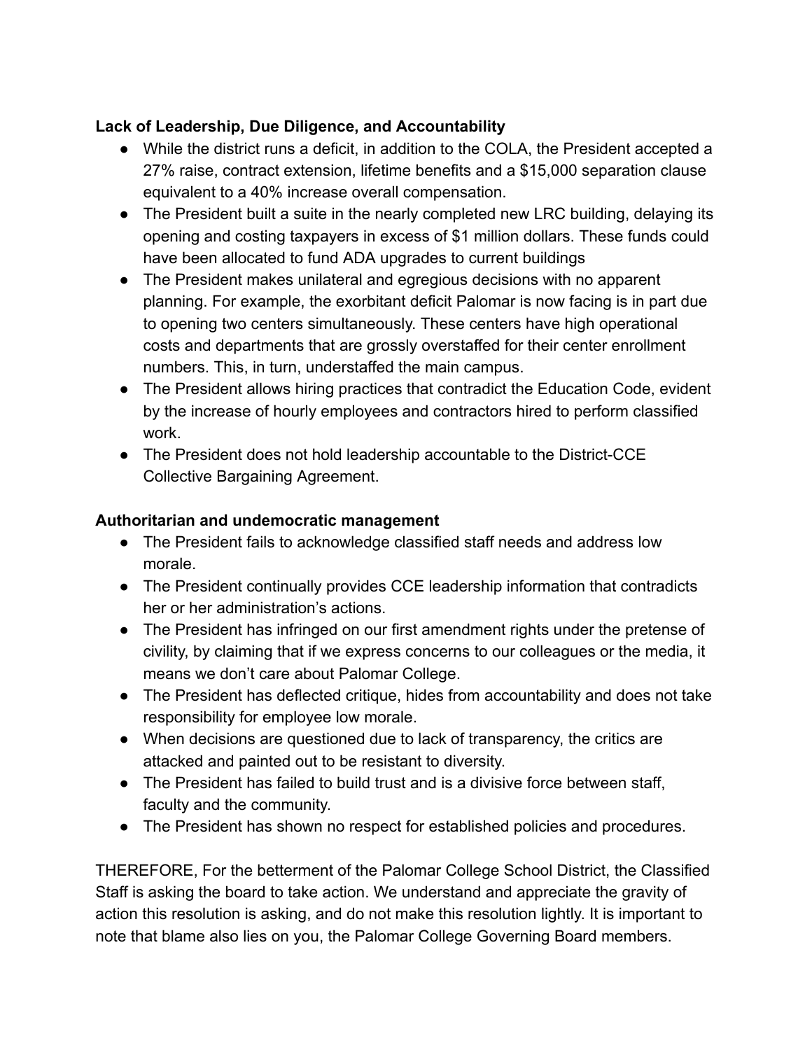**Lack of Leadership, Due Diligence, and Accountability**

- While the district runs a deficit, in addition to the COLA, the President accepted a 27% raise, contract extension, lifetime benefits and a $15,000 separation clause equivalent to a 40% increase overall compensation.
- The President built a suite in the nearly completed new LRC building, delaying its opening and costing taxpayers in excess of $1 million dollars. These funds could have been allocated to fund ADA upgrades to current buildings
- The President makes unilateral and egregious decisions with no apparent planning. For example, the exorbitant deficit Palomar is now facing is in part due to opening two centers simultaneously. These centers have high operational costs and departments that are grossly overstaffed for their center enrollment numbers. This, in turn, understaffed the main campus.
- The President allows hiring practices that contradict the Education Code, evident by the increase of hourly employees and contractors hired to perform classified work.
- The President does not hold leadership accountable to the District-CCE Collective Bargaining Agreement.

**Authoritarian and undemocratic management**

- The President fails to acknowledge classified staff needs and address low morale.
- The President continually provides CCE leadership information that contradicts her or her administration's actions.
- The President has infringed on our first amendment rights under the pretense of civility, by claiming that if we express concerns to our colleagues or the media, it means we don't care about Palomar College.
- The President has deflected critique, hides from accountability and does not take responsibility for employee low morale.
- When decisions are questioned due to lack of transparency, the critics are attacked and painted out to be resistant to diversity.
- The President has failed to build trust and is a divisive force between staff, faculty and the community.
- The President has shown no respect for established policies and procedures.

THEREFORE, For the betterment of the Palomar College School District, the Classified Staff is asking the board to take action. We understand and appreciate the gravity of action this resolution is asking, and do not make this resolution lightly. It is important to note that blame also lies on you, the Palomar College Governing Board members.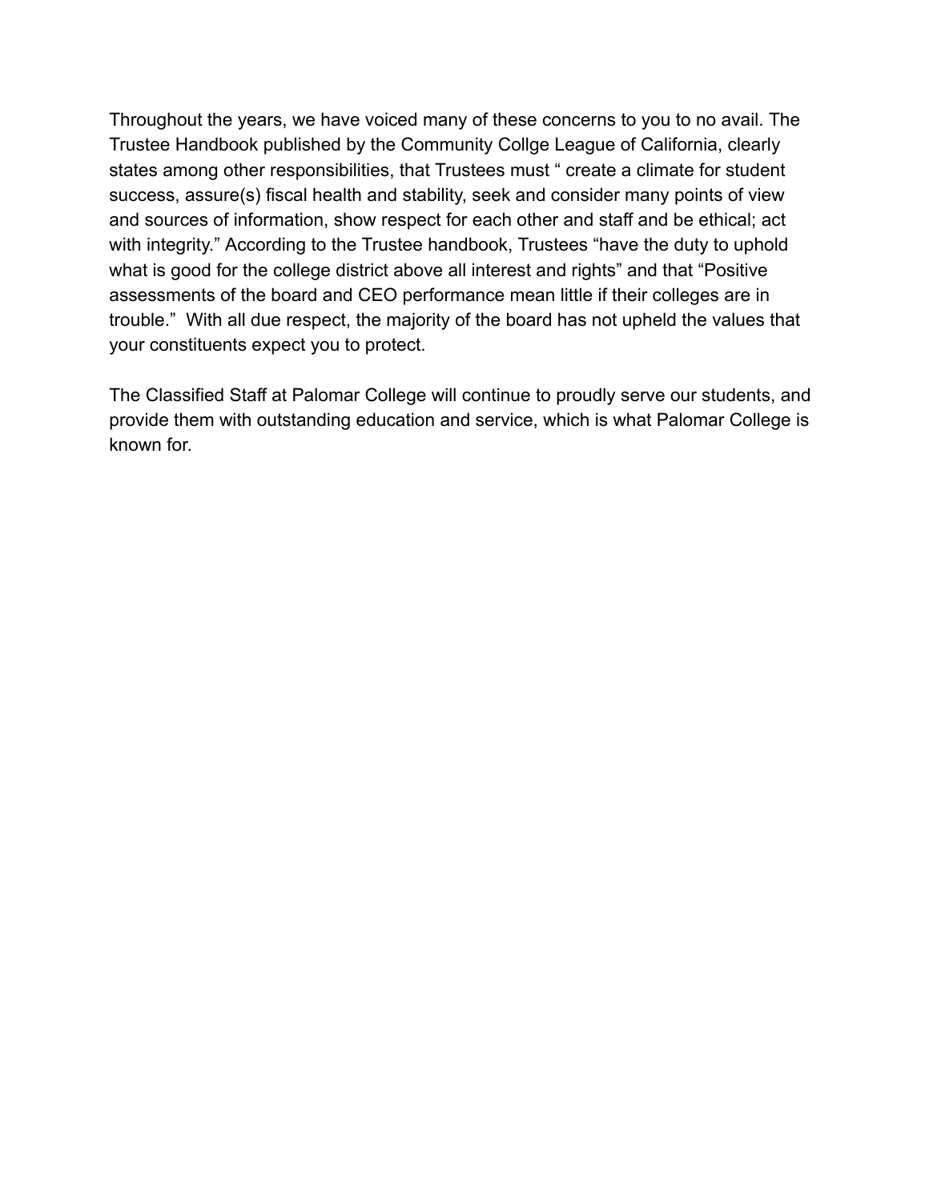Throughout the years, we have voiced many of these concerns to you to no avail. The Trustee Handbook published by the Community Collge League of California, clearly states among other responsibilities, that Trustees must " create a climate for student success, assure(s) fiscal health and stability, seek and consider many points of view and sources of information, show respect for each other and staff and be ethical; act with integrity." According to the Trustee handbook, Trustees "have the duty to uphold what is good for the college district above all interest and rights" and that "Positive assessments of the board and CEO performance mean little if their colleges are in trouble." With all due respect, the majority of the board has not upheld the values that your constituents expect you to protect.

The Classified Staff at Palomar College will continue to proudly serve our students, and provide them with outstanding education and service, which is what Palomar College is known for.